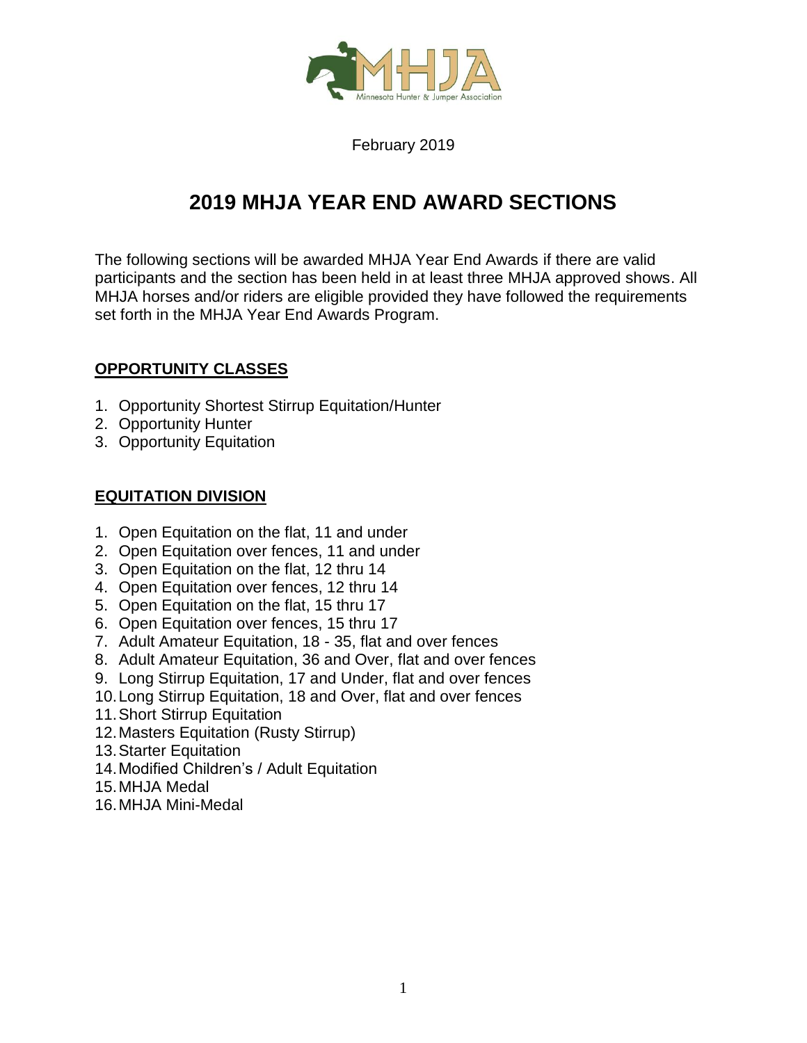February 2019

# 2019 MHJA YEAR END AWARD SECTIONS

The following sections will be awarded MHJA Year End Awards if there are valid participants and the section has been held in at least three MHJA approved shows. All MHJA horses and/or riders are eligible provided they have followed the requirements set forth in the MHJA Year End Awards Program.

## **OPPORTUNITY CLASSES**

1. Opportunity Shortest Stirrup Equitation/Hunter
2. Opportunity Hunter
3. Opportunity Equitation

## **EQUITATION DIVISION**

1. Open Equitation on the flat, 11 and under
2. Open Equitation over fences, 11 and under
3. Open Equitation on the flat, 12 thru 14
4. Open Equitation over fences, 12 thru 14
5. Open Equitation on the flat, 15 thru 17
6. Open Equitation over fences, 15 thru 17
7. Adult Amateur Equitation, 18 - 35, flat and over fences
8. Adult Amateur Equitation, 36 and Over, flat and over fences
9. Long Stirrup Equitation, 17 and Under, flat and over fences
10. Long Stirrup Equitation, 18 and Over, flat and over fences
11. Short Stirrup Equitation
12. Masters Equitation (Rusty Stirrup)
13. Starter Equitation
14. Modified Children's / Adult Equitation
15. MHJA Medal
16. MHJA Mini-Medal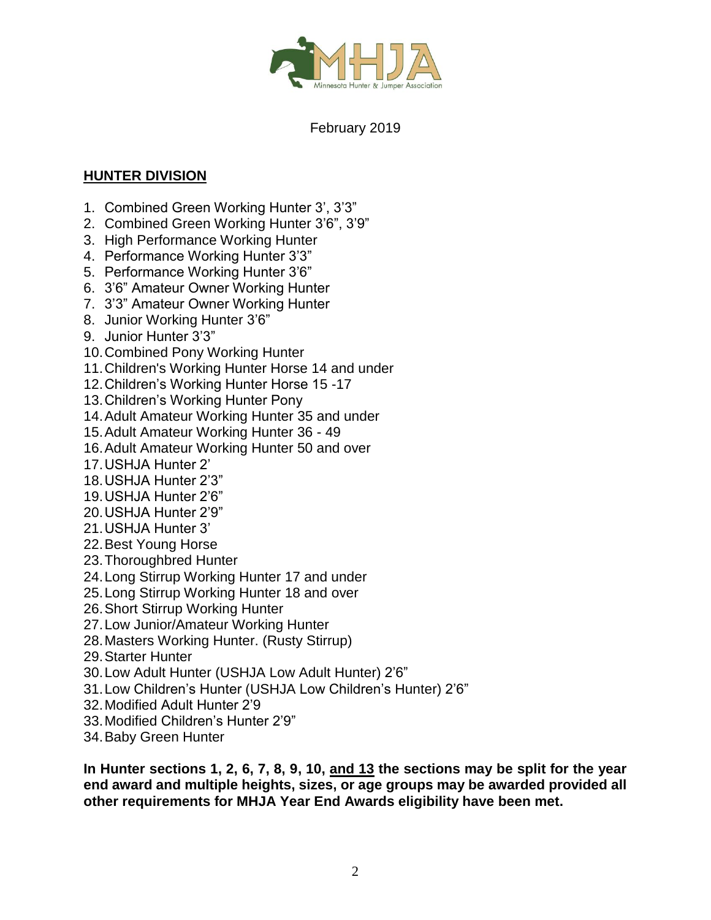February 2019

## HUNTER DIVISION

1. Combined Green Working Hunter 3', 3'3"
2. Combined Green Working Hunter 3'6", 3'9"
3. High Performance Working Hunter
4. Performance Working Hunter 3'3"
5. Performance Working Hunter 3'6"
6. 3'6" Amateur Owner Working Hunter
7. 3'3" Amateur Owner Working Hunter
8. Junior Working Hunter 3'6"
9. Junior Hunter 3'3"
10. Combined Pony Working Hunter
11. Children's Working Hunter Horse 14 and under
12. Children's Working Hunter Horse 15 -17
13. Children's Working Hunter Pony
14. Adult Amateur Working Hunter 35 and under
15. Adult Amateur Working Hunter 36 - 49
16. Adult Amateur Working Hunter 50 and over
17. USHJA Hunter 2'
18. USHJA Hunter 2'3"
19. USHJA Hunter 2'6"
20. USHJA Hunter 2'9"
21. USHJA Hunter 3'
22. Best Young Horse
23. Thoroughbred Hunter
24. Long Stirrup Working Hunter 17 and under
25. Long Stirrup Working Hunter 18 and over
26. Short Stirrup Working Hunter
27. Low Junior/Amateur Working Hunter
28. Masters Working Hunter. (Rusty Stirrup)
29. Starter Hunter
30. Low Adult Hunter (USHJA Low Adult Hunter) 2'6"
31. Low Children's Hunter (USHJA Low Children's Hunter) 2'6"
32. Modified Adult Hunter 2'9
33. Modified Children's Hunter 2'9"
34. Baby Green Hunter

**In Hunter sections 1, 2, 6, 7, 8, 9, 10, <u>and 13</u> the sections may be split for the year end award and multiple heights, sizes, or age groups may be awarded provided all other requirements for MHJA Year End Awards eligibility have been met.**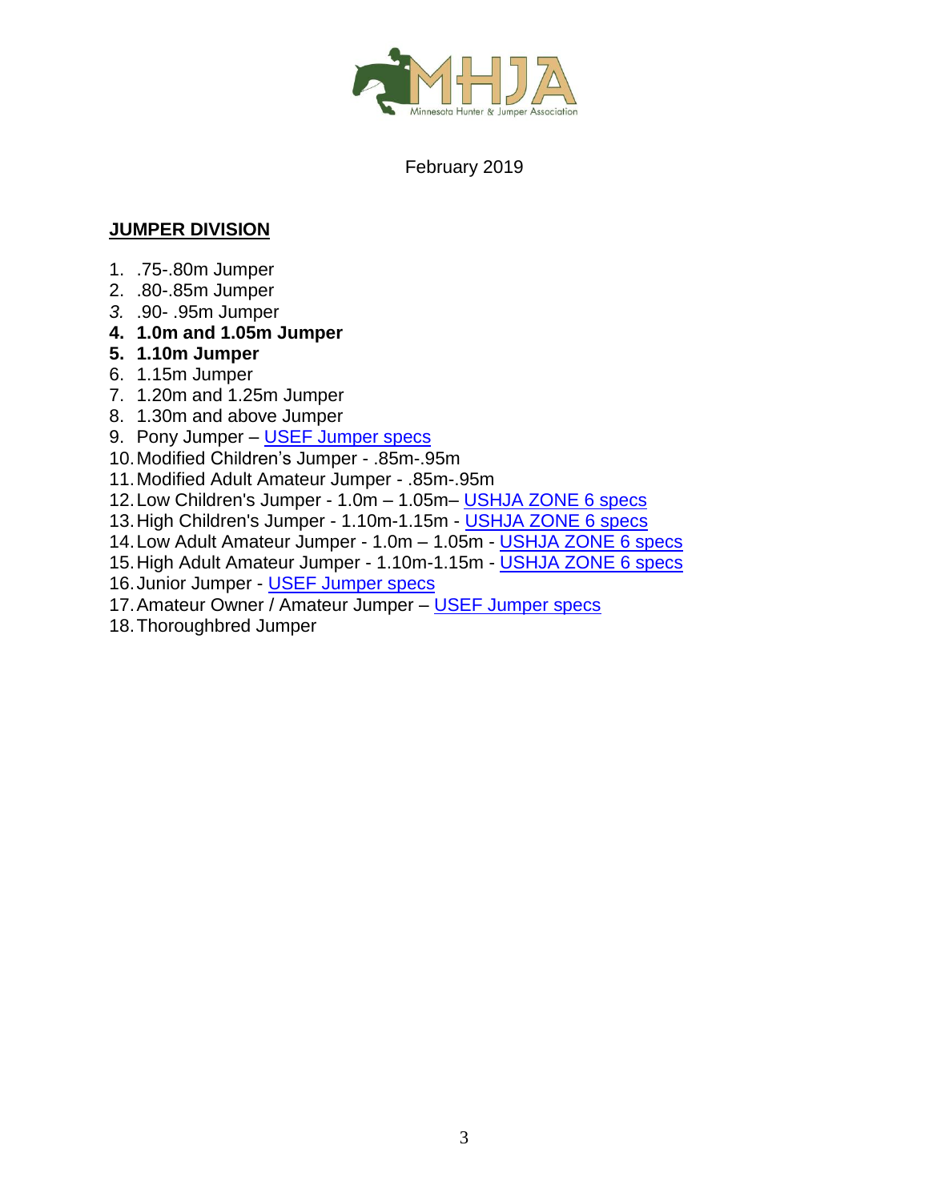February 2019

**JUMPER DIVISION**

1. .75-.80m Jumper
2. .80-.85m Jumper
3. .90- .95m Jumper
4. **1.0m and 1.05m Jumper**
5. **1.10m Jumper**
6. 1.15m Jumper
7. 1.20m and 1.25m Jumper
8. 1.30m and above Jumper
9. Pony Jumper – USEF Jumper specs
10. Modified Children's Jumper - .85m-.95m
11. Modified Adult Amateur Jumper - .85m-.95m
12. Low Children's Jumper - 1.0m – 1.05m– USHJA ZONE 6 specs
13. High Children's Jumper - 1.10m-1.15m - USHJA ZONE 6 specs
14. Low Adult Amateur Jumper - 1.0m – 1.05m - USHJA ZONE 6 specs
15. High Adult Amateur Jumper - 1.10m-1.15m - USHJA ZONE 6 specs
16. Junior Jumper - USEF Jumper specs
17. Amateur Owner / Amateur Jumper – USEF Jumper specs
18. Thoroughbred Jumper